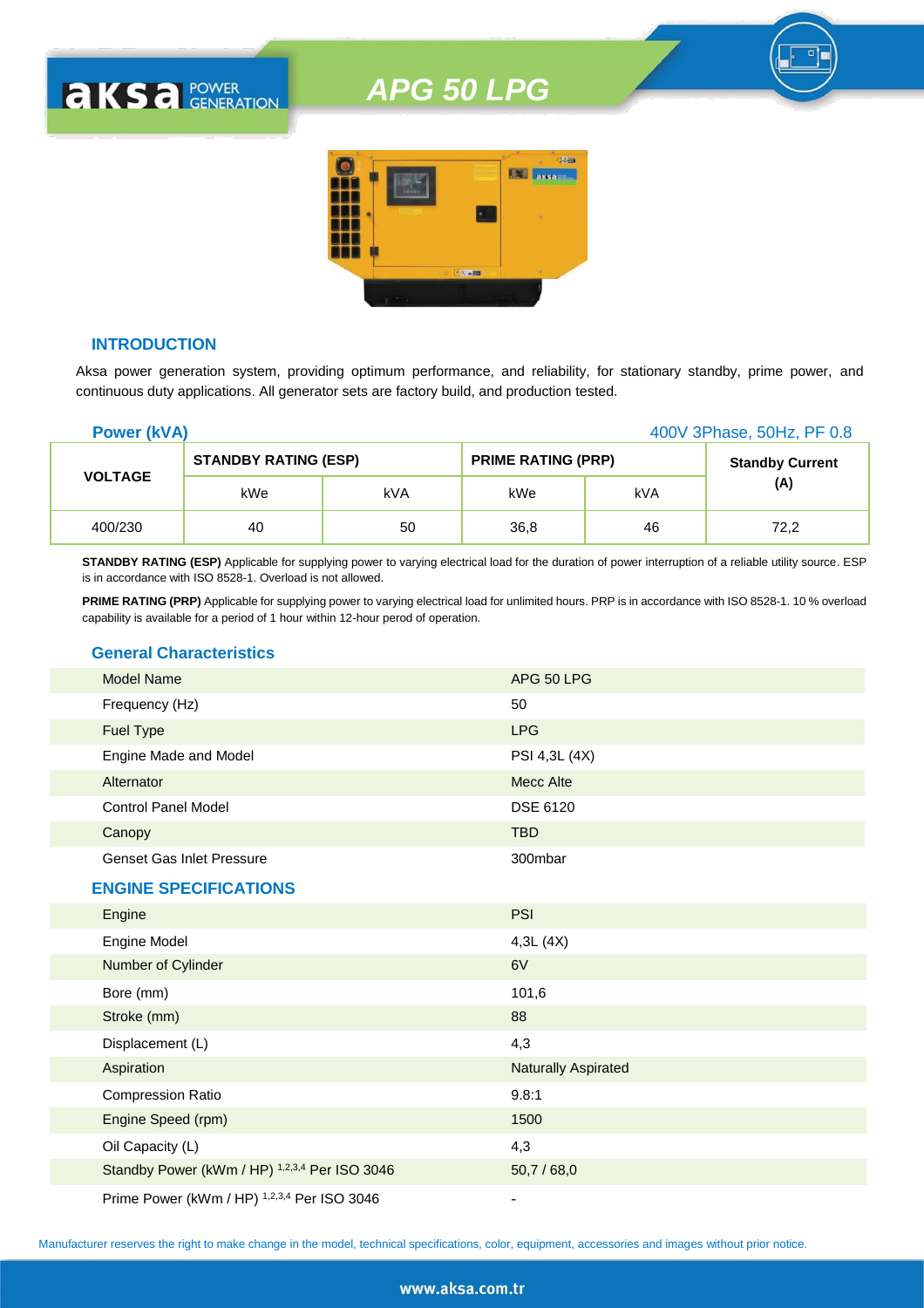# APG 50 LPG

## INTRODUCTION

Aksa power generation system, providing optimum performance, and reliability, for stationary standby, prime power, and continuous duty applications. All generator sets are factory build, and production tested.

## Power (kVA)

400V 3Phase, 50Hz, PF 0.8

| VOLTAGE | STANDBY RATING (ESP) | | PRIME RATING (PRP) | | Standby Current (A) |
|---|---|---|---|---|---|
| | kWe | kVA | kWe | kVA | |
| 400/230 | 40 | 50 | 36,8 | 46 | 72,2 |

**STANDBY RATING (ESP)** Applicable for supplying power to varying electrical load for the duration of power interruption of a reliable utility source. ESP is in accordance with ISO 8528-1. Overload is not allowed.

**PRIME RATING (PRP)** Applicable for supplying power to varying electrical load for unlimited hours. PRP is in accordance with ISO 8528-1. 10 % overload capability is available for a period of 1 hour within 12-hour perod of operation.

## General Characteristics

| | |
|---|---|
| Model Name | APG 50 LPG |
| Frequency (Hz) | 50 |
| Fuel Type | LPG |
| Engine Made and Model | PSI 4,3L (4X) |
| Alternator | Mecc Alte |
| Control Panel Model | DSE 6120 |
| Canopy | TBD |
| Genset Gas Inlet Pressure | 300mbar |

## ENGINE SPECIFICATIONS

| | |
|---|---|
| Engine | PSI |
| Engine Model | 4,3L (4X) |
| Number of Cylinder | 6V |
| Bore (mm) | 101,6 |
| Stroke (mm) | 88 |
| Displacement (L) | 4,3 |
| Aspiration | Naturally Aspirated |
| Compression Ratio | 9.8:1 |
| Engine Speed (rpm) | 1500 |
| Oil Capacity (L) | 4,3 |
| Standby Power (kWm / HP) [1,2,3,4] Per ISO 3046 | 50,7 / 68,0 |
| Prime Power (kWm / HP) [1,2,3,4] Per ISO 3046 | - |

Manufacturer reserves the right to make change in the model, technical specifications, color, equipment, accessories and images without prior notice.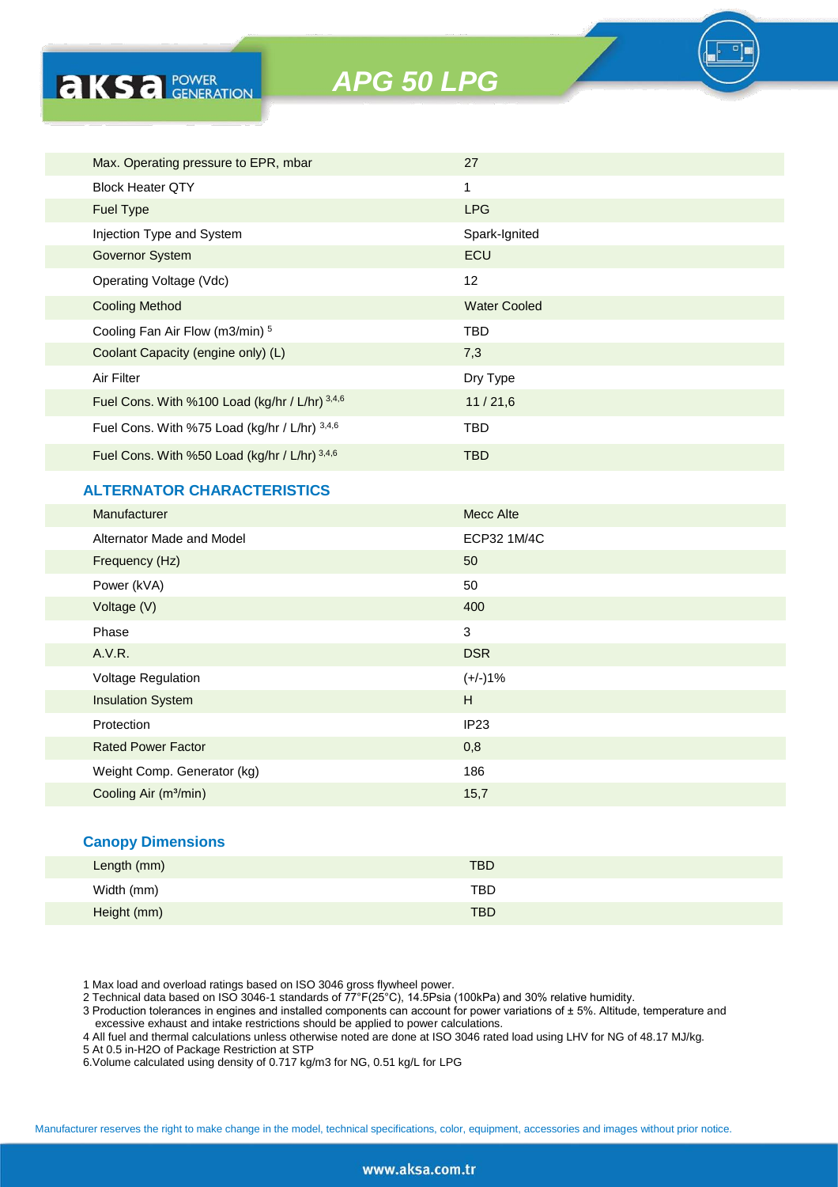# APG 50 LPG

| | |
|---|---|
| Max. Operating pressure to EPR, mbar | 27 |
| Block Heater QTY | 1 |
| Fuel Type | LPG |
| Injection Type and System | Spark-Ignited |
| Governor System | ECU |
| Operating Voltage (Vdc) | 12 |
| Cooling Method | Water Cooled |
| Cooling Fan Air Flow (m3/min) [5] | TBD |
| Coolant Capacity (engine only) (L) | 7,3 |
| Air Filter | Dry Type |
| Fuel Cons. With %100 Load (kg/hr / L/hr) [3,4,6] | 11 / 21,6 |
| Fuel Cons. With %75 Load (kg/hr / L/hr) [3,4,6] | TBD |
| Fuel Cons. With %50 Load (kg/hr / L/hr) [3,4,6] | TBD |

## ALTERNATOR CHARACTERISTICS

| | |
|---|---|
| Manufacturer | Mecc Alte |
| Alternator Made and Model | ECP32 1M/4C |
| Frequency (Hz) | 50 |
| Power (kVA) | 50 |
| Voltage (V) | 400 |
| Phase | 3 |
| A.V.R. | DSR |
| Voltage Regulation | (+/-)1% |
| Insulation System | H |
| Protection | IP23 |
| Rated Power Factor | 0,8 |
| Weight Comp. Generator (kg) | 186 |
| Cooling Air (m³/min) | 15,7 |

## Canopy Dimensions

| | |
|---|---|
| Length (mm) | TBD |
| Width (mm) | TBD |
| Height (mm) | TBD |

1 Max load and overload ratings based on ISO 3046 gross flywheel power.
2 Technical data based on ISO 3046-1 standards of 77°F(25°C), 14.5Psia (100kPa) and 30% relative humidity.
3 Production tolerances in engines and installed components can account for power variations of ± 5%. Altitude, temperature and excessive exhaust and intake restrictions should be applied to power calculations.
4 All fuel and thermal calculations unless otherwise noted are done at ISO 3046 rated load using LHV for NG of 48.17 MJ/kg.
5 At 0.5 in-H2O of Package Restriction at STP
6.Volume calculated using density of 0.717 kg/m3 for NG, 0.51 kg/L for LPG

Manufacturer reserves the right to make change in the model, technical specifications, color, equipment, accessories and images without prior notice.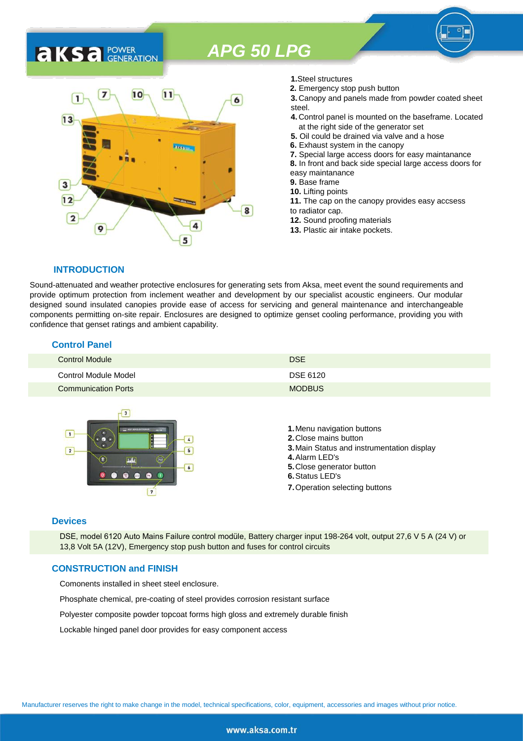# APG 50 LPG

1. Steel structures
2. Emergency stop push button
3. Canopy and panels made from powder coated sheet steel.
4. Control panel is mounted on the baseframe. Located at the right side of the generator set
5. Oil could be drained via valve and a hose
6. Exhaust system in the canopy
7. Special large access doors for easy maintanance
8. In front and back side special large access doors for easy maintanance
9. Base frame
10. Lifting points
11. The cap on the canopy provides easy accsess to radiator cap.
12. Sound proofing materials
13. Plastic air intake pockets.

## INTRODUCTION

Sound-attenuated and weather protective enclosures for generating sets from Aksa, meet event the sound requirements and provide optimum protection from inclement weather and development by our specialist acoustic engineers. Our modular designed sound insulated canopies provide ease of access for servicing and general maintenance and interchangeable components permitting on-site repair. Enclosures are designed to optimize genset cooling performance, providing you with confidence that genset ratings and ambient capability.

## Control Panel

| | |
|---|---|
| Control Module | DSE |
| Control Module Model | DSE 6120 |
| Communication Ports | MODBUS |

1. Menu navigation buttons
2. Close mains button
3. Main Status and instrumentation display
4. Alarm LED's
5. Close generator button
6. Status LED's
7. Operation selecting buttons

## Devices

DSE, model 6120 Auto Mains Failure control modüle, Battery charger input 198-264 volt, output 27,6 V 5 A (24 V) or 13,8 Volt 5A (12V), Emergency stop push button and fuses for control circuits

## CONSTRUCTION and FINISH

Comonents installed in sheet steel enclosure.

Phosphate chemical, pre-coating of steel provides corrosion resistant surface

Polyester composite powder topcoat forms high gloss and extremely durable finish

Lockable hinged panel door provides for easy component access

Manufacturer reserves the right to make change in the model, technical specifications, color, equipment, accessories and images without prior notice.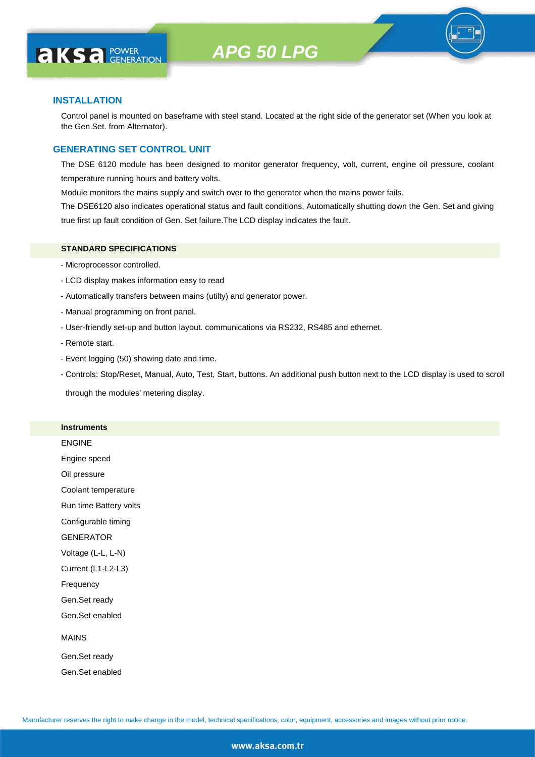# APG 50 LPG

## INSTALLATION

Control panel is mounted on baseframe with steel stand. Located at the right side of the generator set (When you look at the Gen.Set. from Alternator).

## GENERATING SET CONTROL UNIT

The DSE 6120 module has been designed to monitor generator frequency, volt, current, engine oil pressure, coolant temperature running hours and battery volts.

Module monitors the mains supply and switch over to the generator when the mains power fails.

The DSE6120 also indicates operational status and fault conditions, Automatically shutting down the Gen. Set and giving true first up fault condition of Gen. Set failure.The LCD display indicates the fault.

### STANDARD SPECIFICATIONS

- Microprocessor controlled.
- LCD display makes information easy to read
- Automatically transfers between mains (utilty) and generator power.
- Manual programming on front panel.
- User-friendly set-up and button layout. communications via RS232, RS485 and ethernet.
- Remote start.
- Event logging (50) showing date and time.
- Controls: Stop/Reset, Manual, Auto, Test, Start, buttons. An additional push button next to the LCD display is used to scroll through the modules' metering display.

### Instruments

ENGINE

Engine speed

Oil pressure

Coolant temperature

Run time Battery volts

Configurable timing

GENERATOR

Voltage (L-L, L-N)

Current (L1-L2-L3)

Frequency

Gen.Set ready

Gen.Set enabled

MAINS

Gen.Set ready

Gen.Set enabled

Manufacturer reserves the right to make change in the model, technical specifications, color, equipment, accessories and images without prior notice.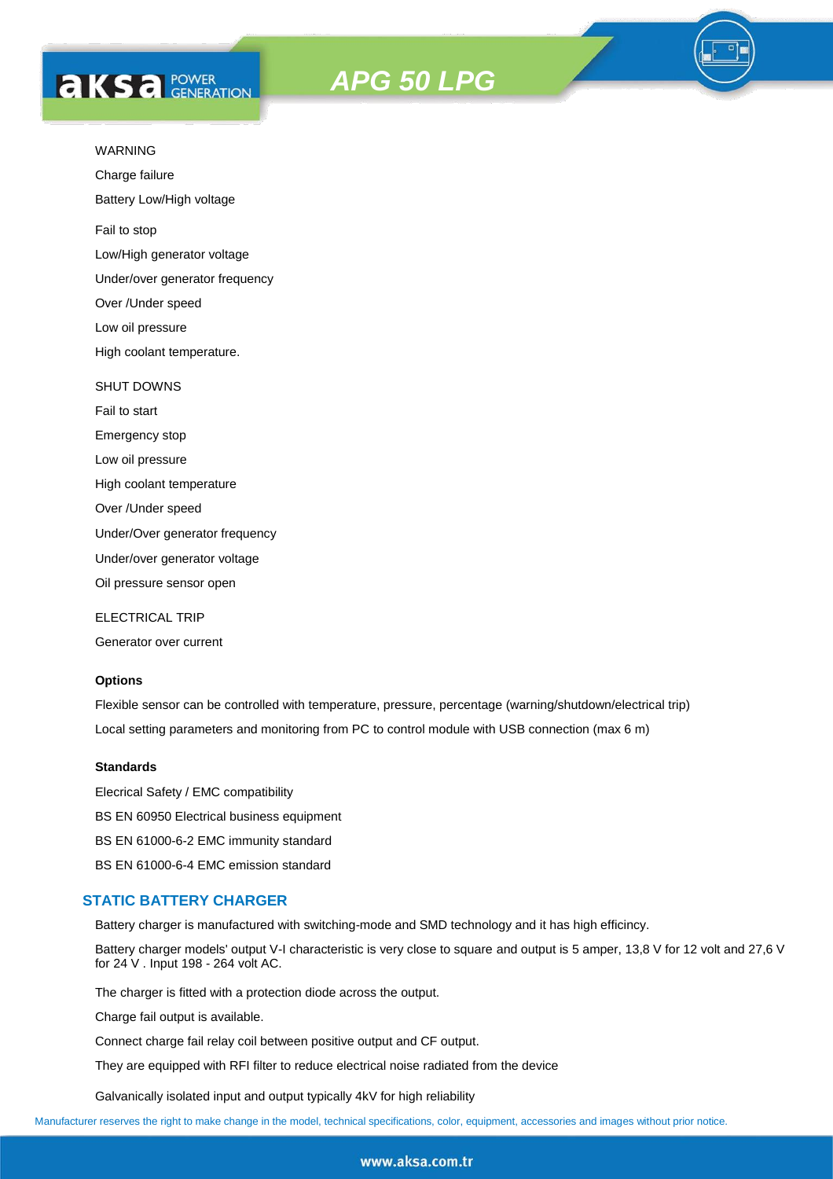WARNING

Charge failure

Battery Low/High voltage

Fail to stop

Low/High generator voltage

Under/over generator frequency

Over /Under speed

Low oil pressure

High coolant temperature.

SHUT DOWNS

Fail to start

Emergency stop

Low oil pressure

High coolant temperature

Over /Under speed

Under/Over generator frequency

Under/over generator voltage

Oil pressure sensor open

ELECTRICAL TRIP

Generator over current

**Options**

Flexible sensor can be controlled with temperature, pressure, percentage (warning/shutdown/electrical trip)

Local setting parameters and monitoring from PC to control module with USB connection (max 6 m)

**Standards**

Elecrical Safety / EMC compatibility

BS EN 60950 Electrical business equipment

BS EN 61000-6-2 EMC immunity standard

BS EN 61000-6-4 EMC emission standard

## STATIC BATTERY CHARGER

Battery charger is manufactured with switching-mode and SMD technology and it has high efficincy.

Battery charger models' output V-I characteristic is very close to square and output is 5 amper, 13,8 V for 12 volt and 27,6 V for 24 V . Input 198 - 264 volt AC.

The charger is fitted with a protection diode across the output.

Charge fail output is available.

Connect charge fail relay coil between positive output and CF output.

They are equipped with RFI filter to reduce electrical noise radiated from the device

Galvanically isolated input and output typically 4kV for high reliability

Manufacturer reserves the right to make change in the model, technical specifications, color, equipment, accessories and images without prior notice.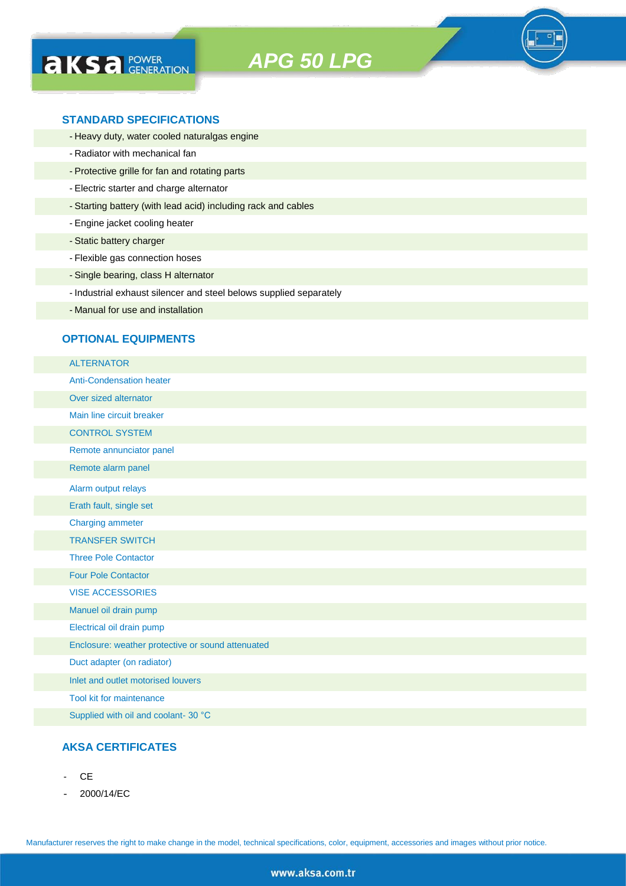# APG 50 LPG

## STANDARD SPECIFICATIONS

- Heavy duty, water cooled naturalgas engine
- Radiator with mechanical fan
- Protective grille for fan and rotating parts
- Electric starter and charge alternator
- Starting battery (with lead acid) including rack and cables
- Engine jacket cooling heater
- Static battery charger
- Flexible gas connection hoses
- Single bearing, class H alternator
- Industrial exhaust silencer and steel belows supplied separately
- Manual for use and installation

## OPTIONAL EQUIPMENTS

ALTERNATOR

Anti-Condensation heater

Over sized alternator

Main line circuit breaker

CONTROL SYSTEM

Remote annunciator panel

Remote alarm panel

Alarm output relays

Erath fault, single set

Charging ammeter

TRANSFER SWITCH

Three Pole Contactor

Four Pole Contactor

VISE ACCESSORIES

Manuel oil drain pump

Electrical oil drain pump

Enclosure: weather protective or sound attenuated

Duct adapter (on radiator)

Inlet and outlet motorised louvers

Tool kit for maintenance

Supplied with oil and coolant- 30 °C

## AKSA CERTIFICATES

- CE
- 2000/14/EC

Manufacturer reserves the right to make change in the model, technical specifications, color, equipment, accessories and images without prior notice.

www.aksa.com.tr